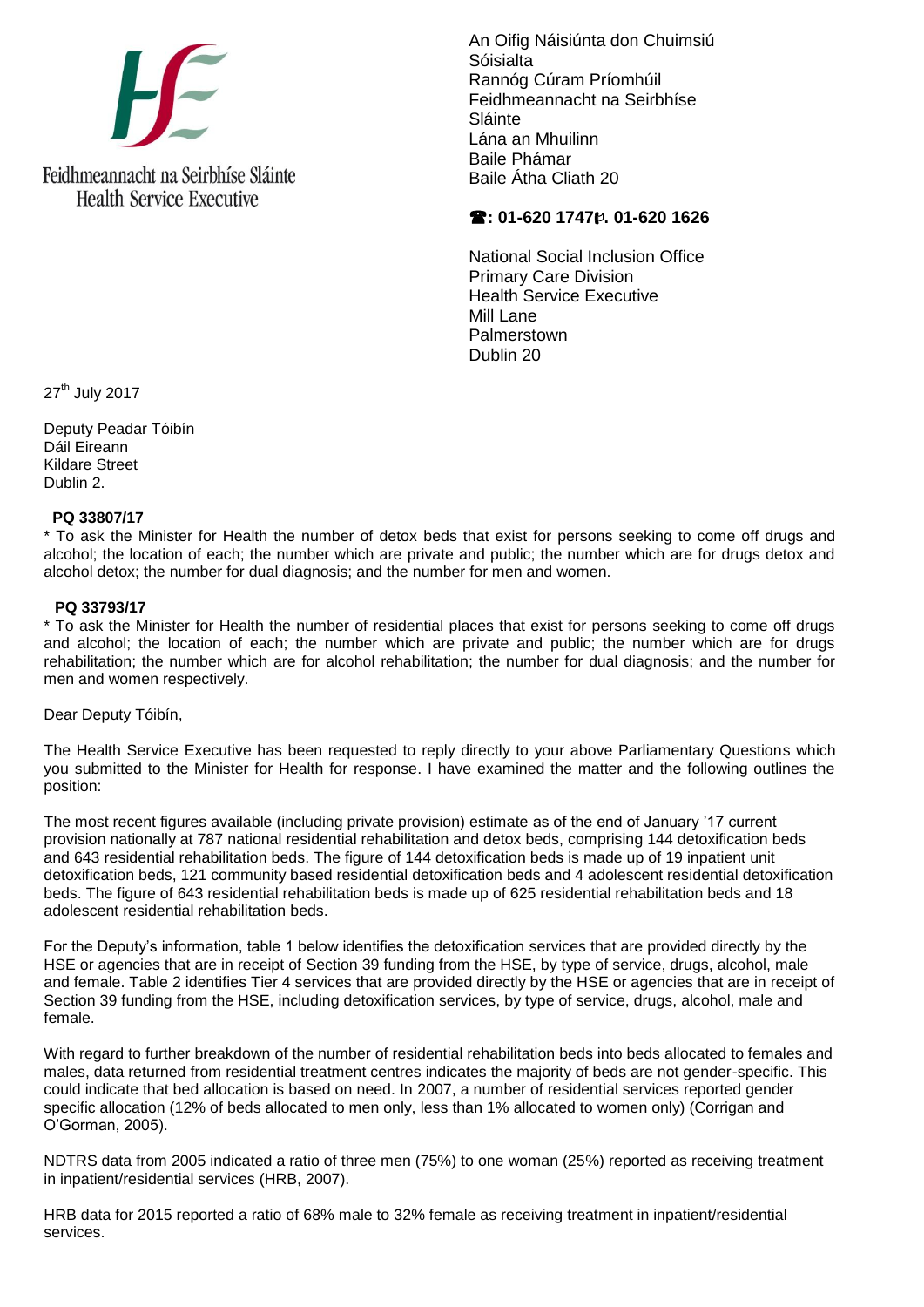Feidhmeannacht na Seirbhíse Sláinte
Health Service Executive

An Oifig Náisiúnta don Chuimsiú Sóisialta
Rannóg Cúram Príomhúil
Feidhmeannacht na Seirbhíse Sláinte
Lána an Mhuilinn
Baile Phámar
Baile Átha Cliath 20

**☎: 01-620 1747℡. 01-620 1626**

National Social Inclusion Office
Primary Care Division
Health Service Executive
Mill Lane
Palmerstown
Dublin 20

27th July 2017

Deputy Peadar Tóibín
Dáil Eireann
Kildare Street
Dublin 2.

**PQ 33807/17**

* To ask the Minister for Health the number of detox beds that exist for persons seeking to come off drugs and alcohol; the location of each; the number which are private and public; the number which are for drugs detox and alcohol detox; the number for dual diagnosis; and the number for men and women.

**PQ 33793/17**

* To ask the Minister for Health the number of residential places that exist for persons seeking to come off drugs and alcohol; the location of each; the number which are private and public; the number which are for drugs rehabilitation; the number which are for alcohol rehabilitation; the number for dual diagnosis; and the number for men and women respectively.

Dear Deputy Tóibín,

The Health Service Executive has been requested to reply directly to your above Parliamentary Questions which you submitted to the Minister for Health for response. I have examined the matter and the following outlines the position:

The most recent figures available (including private provision) estimate as of the end of January '17 current provision nationally at 787 national residential rehabilitation and detox beds, comprising 144 detoxification beds and 643 residential rehabilitation beds. The figure of 144 detoxification beds is made up of 19 inpatient unit detoxification beds, 121 community based residential detoxification beds and 4 adolescent residential detoxification beds. The figure of 643 residential rehabilitation beds is made up of 625 residential rehabilitation beds and 18 adolescent residential rehabilitation beds.

For the Deputy's information, table 1 below identifies the detoxification services that are provided directly by the HSE or agencies that are in receipt of Section 39 funding from the HSE, by type of service, drugs, alcohol, male and female. Table 2 identifies Tier 4 services that are provided directly by the HSE or agencies that are in receipt of Section 39 funding from the HSE, including detoxification services, by type of service, drugs, alcohol, male and female.

With regard to further breakdown of the number of residential rehabilitation beds into beds allocated to females and males, data returned from residential treatment centres indicates the majority of beds are not gender-specific. This could indicate that bed allocation is based on need. In 2007, a number of residential services reported gender specific allocation (12% of beds allocated to men only, less than 1% allocated to women only) (Corrigan and O'Gorman, 2005).

NDTRS data from 2005 indicated a ratio of three men (75%) to one woman (25%) reported as receiving treatment in inpatient/residential services (HRB, 2007).

HRB data for 2015 reported a ratio of 68% male to 32% female as receiving treatment in inpatient/residential services.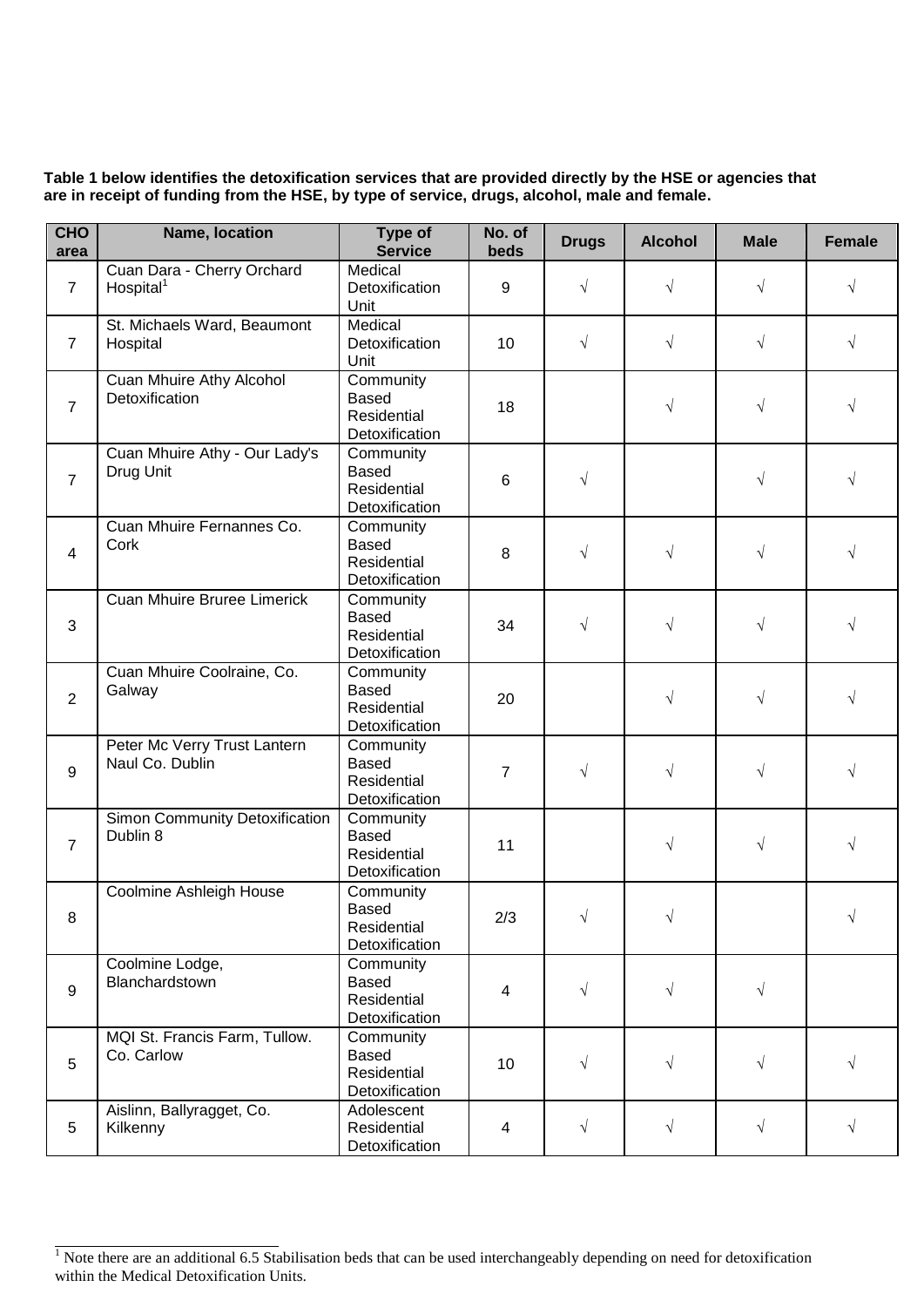**Table 1 below identifies the detoxification services that are provided directly by the HSE or agencies that are in receipt of funding from the HSE, by type of service, drugs, alcohol, male and female.**

| CHO area | Name, location | Type of Service | No. of beds | Drugs | Alcohol | Male | Female |
|---|---|---|---|---|---|---|---|
| 7 | Cuan Dara - Cherry Orchard Hospital[1] | Medical Detoxification Unit | 9 | √ | √ | √ | √ |
| 7 | St. Michaels Ward, Beaumont Hospital | Medical Detoxification Unit | 10 | √ | √ | √ | √ |
| 7 | Cuan Mhuire Athy Alcohol Detoxification | Community Based Residential Detoxification | 18 | | √ | √ | √ |
| 7 | Cuan Mhuire Athy - Our Lady's Drug Unit | Community Based Residential Detoxification | 6 | √ | | √ | √ |
| 4 | Cuan Mhuire Fernannes Co. Cork | Community Based Residential Detoxification | 8 | √ | √ | √ | √ |
| 3 | Cuan Mhuire Bruree Limerick | Community Based Residential Detoxification | 34 | √ | √ | √ | √ |
| 2 | Cuan Mhuire Coolraine, Co. Galway | Community Based Residential Detoxification | 20 | | √ | √ | √ |
| 9 | Peter Mc Verry Trust Lantern Naul Co. Dublin | Community Based Residential Detoxification | 7 | √ | √ | √ | √ |
| 7 | Simon Community Detoxification Dublin 8 | Community Based Residential Detoxification | 11 | | √ | √ | √ |
| 8 | Coolmine Ashleigh House | Community Based Residential Detoxification | 2/3 | √ | √ | | √ |
| 9 | Coolmine Lodge, Blanchardstown | Community Based Residential Detoxification | 4 | √ | √ | √ | |
| 5 | MQI St. Francis Farm, Tullow. Co. Carlow | Community Based Residential Detoxification | 10 | √ | √ | √ | √ |
| 5 | Aislinn, Ballyragget, Co. Kilkenny | Adolescent Residential Detoxification | 4 | √ | √ | √ | √ |

[1] Note there are an additional 6.5 Stabilisation beds that can be used interchangeably depending on need for detoxification within the Medical Detoxification Units.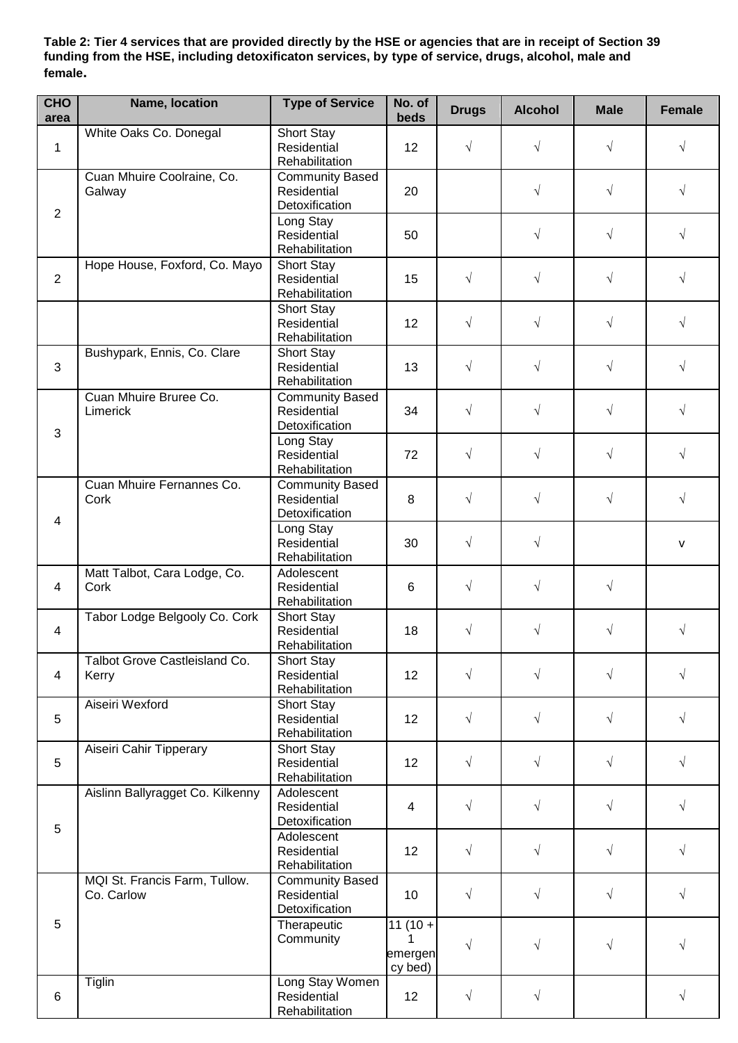**Table 2: Tier 4 services that are provided directly by the HSE or agencies that are in receipt of Section 39 funding from the HSE, including detoxificaton services, by type of service, drugs, alcohol, male and female.**

| CHO area | Name, location | Type of Service | No. of beds | Drugs | Alcohol | Male | Female |
|---|---|---|---|---|---|---|---|
| 1 | White Oaks Co. Donegal | Short Stay Residential Rehabilitation | 12 | √ | √ | √ | √ |
| 2 | Cuan Mhuire Coolraine, Co. Galway | Community Based Residential Detoxification | 20 | | √ | √ | √ |
| | | Long Stay Residential Rehabilitation | 50 | | √ | √ | √ |
| 2 | Hope House, Foxford, Co. Mayo | Short Stay Residential Rehabilitation | 15 | √ | √ | √ | √ |
| | | Short Stay Residential Rehabilitation | 12 | √ | √ | √ | √ |
| 3 | Bushypark, Ennis, Co. Clare | Short Stay Residential Rehabilitation | 13 | √ | √ | √ | √ |
| 3 | Cuan Mhuire Bruree Co. Limerick | Community Based Residential Detoxification | 34 | √ | √ | √ | √ |
| | | Long Stay Residential Rehabilitation | 72 | √ | √ | √ | √ |
| 4 | Cuan Mhuire Fernannes Co. Cork | Community Based Residential Detoxification | 8 | √ | √ | √ | √ |
| | | Long Stay Residential Rehabilitation | 30 | √ | √ | | v |
| 4 | Matt Talbot, Cara Lodge, Co. Cork | Adolescent Residential Rehabilitation | 6 | √ | √ | √ | |
| 4 | Tabor Lodge Belgooly Co. Cork | Short Stay Residential Rehabilitation | 18 | √ | √ | √ | √ |
| 4 | Talbot Grove Castleisland Co. Kerry | Short Stay Residential Rehabilitation | 12 | √ | √ | √ | √ |
| 5 | Aiseiri Wexford | Short Stay Residential Rehabilitation | 12 | √ | √ | √ | √ |
| 5 | Aiseiri Cahir Tipperary | Short Stay Residential Rehabilitation | 12 | √ | √ | √ | √ |
| 5 | Aislinn Ballyragget Co. Kilkenny | Adolescent Residential Detoxification | 4 | √ | √ | √ | √ |
| | | Adolescent Residential Rehabilitation | 12 | √ | √ | √ | √ |
| 5 | MQI St. Francis Farm, Tullow. Co. Carlow | Community Based Residential Detoxification | 10 | √ | √ | √ | √ |
| | | Therapeutic Community | 11 (10 + 1 emergency bed) | √ | √ | √ | √ |
| 6 | Tiglin | Long Stay Women Residential Rehabilitation | 12 | √ | √ | | √ |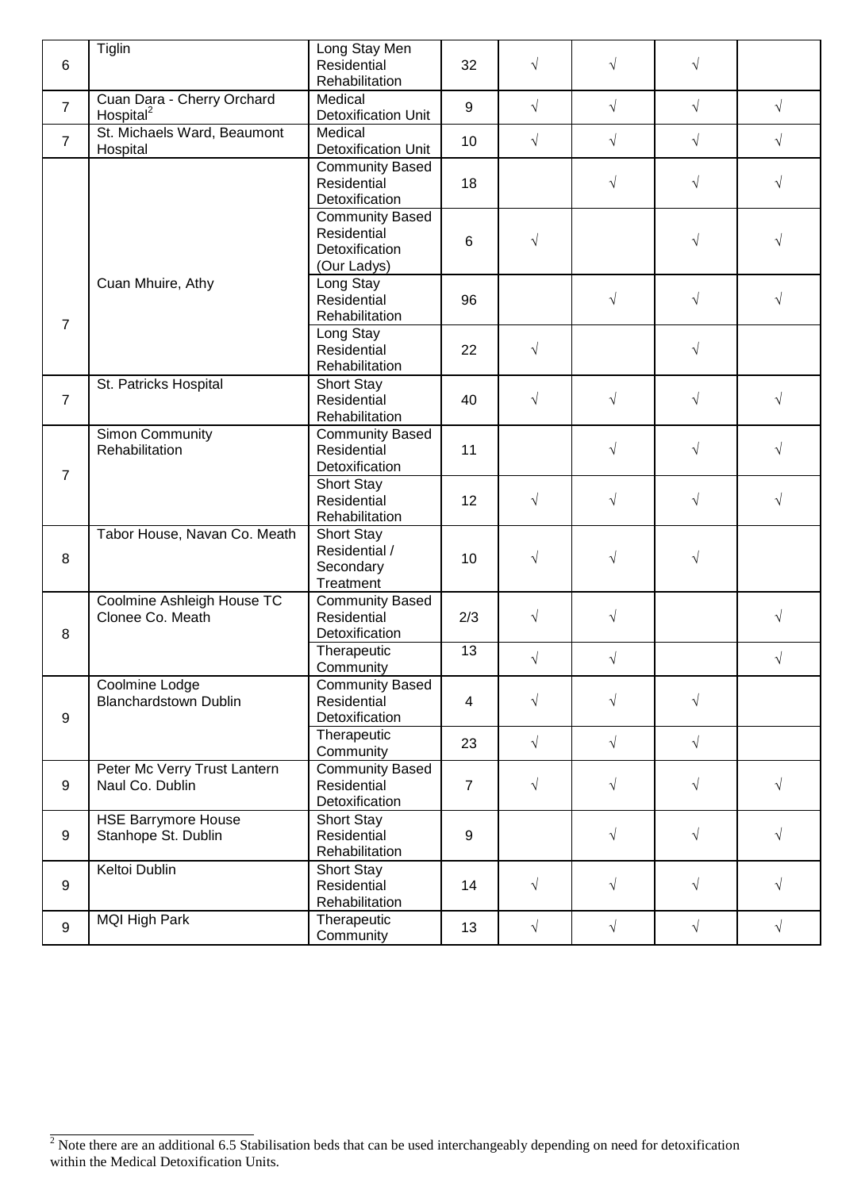| | | | | | | | |
|---|---|---|---|---|---|---|---|
| 6 | Tiglin | Long Stay Men Residential Rehabilitation | 32 | √ | √ | √ | |
| 7 | Cuan Dara - Cherry Orchard Hospital[2] | Medical Detoxification Unit | 9 | √ | √ | √ | √ |
| 7 | St. Michaels Ward, Beaumont Hospital | Medical Detoxification Unit | 10 | √ | √ | √ | √ |
| 7 | Cuan Mhuire, Athy | Community Based Residential Detoxification | 18 | | √ | √ | √ |
| | | Community Based Residential Detoxification (Our Ladys) | 6 | √ | | √ | √ |
| | | Long Stay Residential Rehabilitation | 96 | | √ | √ | √ |
| | | Long Stay Residential Rehabilitation | 22 | √ | | √ | |
| 7 | St. Patricks Hospital | Short Stay Residential Rehabilitation | 40 | √ | √ | √ | √ |
| 7 | Simon Community Rehabilitation | Community Based Residential Detoxification | 11 | | √ | √ | √ |
| | | Short Stay Residential Rehabilitation | 12 | √ | √ | √ | √ |
| 8 | Tabor House, Navan Co. Meath | Short Stay Residential / Secondary Treatment | 10 | √ | √ | √ | |
| 8 | Coolmine Ashleigh House TC Clonee Co. Meath | Community Based Residential Detoxification | 2/3 | √ | √ | | √ |
| | | Therapeutic Community | 13 | √ | √ | | √ |
| 9 | Coolmine Lodge Blanchardstown Dublin | Community Based Residential Detoxification | 4 | √ | √ | √ | |
| | | Therapeutic Community | 23 | √ | √ | √ | |
| 9 | Peter Mc Verry Trust Lantern Naul Co. Dublin | Community Based Residential Detoxification | 7 | √ | √ | √ | √ |
| 9 | HSE Barrymore House Stanhope St. Dublin | Short Stay Residential Rehabilitation | 9 | | √ | √ | √ |
| 9 | Keltoi Dublin | Short Stay Residential Rehabilitation | 14 | √ | √ | √ | √ |
| 9 | MQI High Park | Therapeutic Community | 13 | √ | √ | √ | √ |

[2] Note there are an additional 6.5 Stabilisation beds that can be used interchangeably depending on need for detoxification within the Medical Detoxification Units.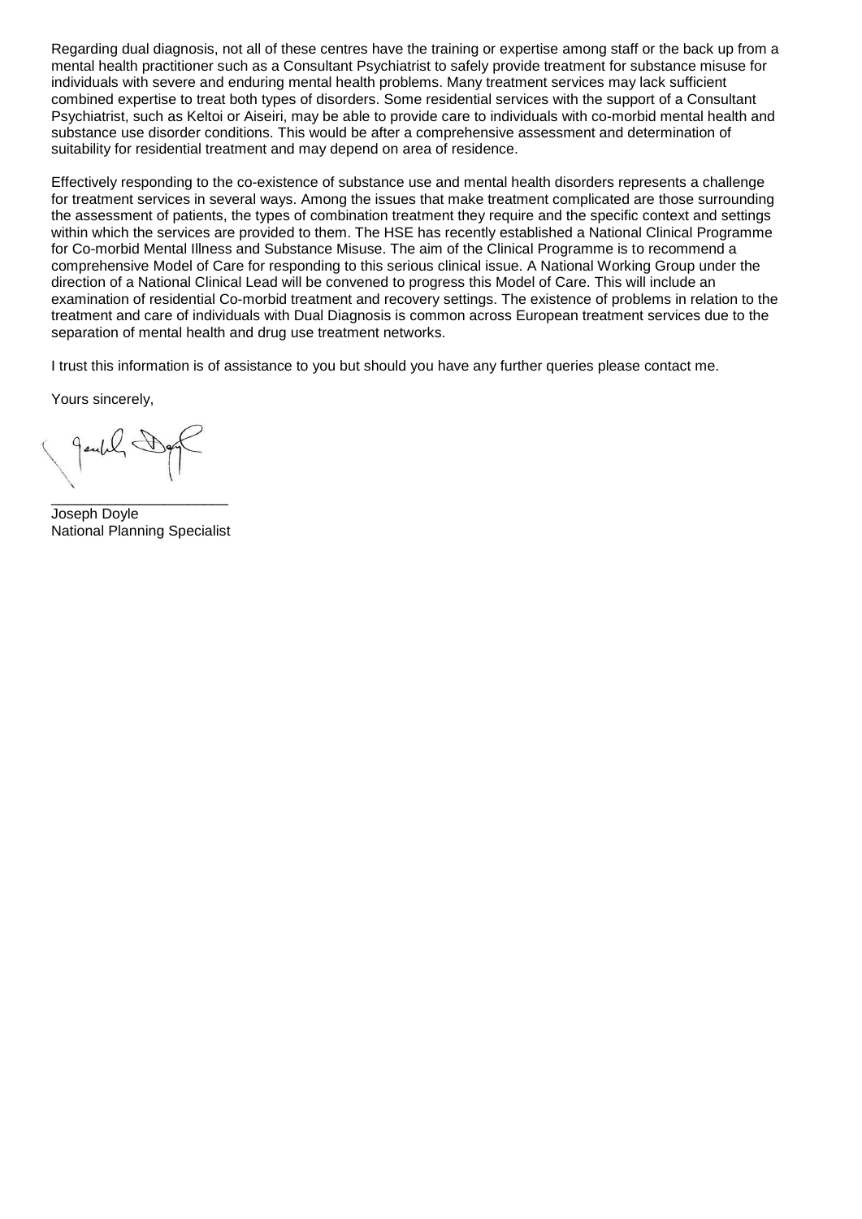Regarding dual diagnosis, not all of these centres have the training or expertise among staff or the back up from a mental health practitioner such as a Consultant Psychiatrist to safely provide treatment for substance misuse for individuals with severe and enduring mental health problems. Many treatment services may lack sufficient combined expertise to treat both types of disorders. Some residential services with the support of a Consultant Psychiatrist, such as Keltoi or Aiseiri, may be able to provide care to individuals with co-morbid mental health and substance use disorder conditions. This would be after a comprehensive assessment and determination of suitability for residential treatment and may depend on area of residence.

Effectively responding to the co-existence of substance use and mental health disorders represents a challenge for treatment services in several ways. Among the issues that make treatment complicated are those surrounding the assessment of patients, the types of combination treatment they require and the specific context and settings within which the services are provided to them. The HSE has recently established a National Clinical Programme for Co-morbid Mental Illness and Substance Misuse. The aim of the Clinical Programme is to recommend a comprehensive Model of Care for responding to this serious clinical issue. A National Working Group under the direction of a National Clinical Lead will be convened to progress this Model of Care. This will include an examination of residential Co-morbid treatment and recovery settings. The existence of problems in relation to the treatment and care of individuals with Dual Diagnosis is common across European treatment services due to the separation of mental health and drug use treatment networks.

I trust this information is of assistance to you but should you have any further queries please contact me.

Yours sincerely,

\_\_\_\_\_\_\_\_\_\_\_\_\_\_\_\_\_\_\_\_\_\_

Joseph Doyle
National Planning Specialist